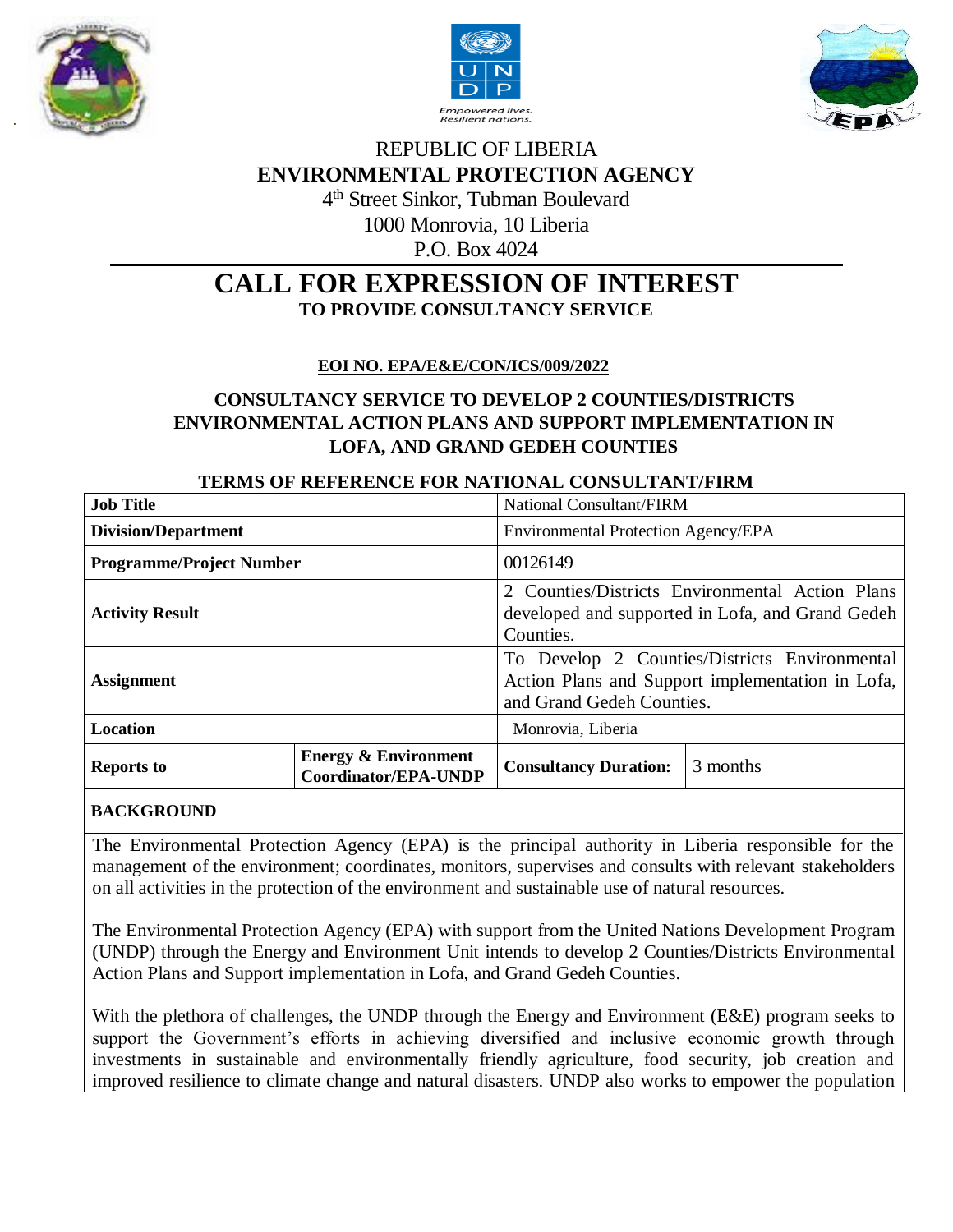REPUBLIC OF LIBERIA

**ENVIRONMENTAL PROTECTION AGENCY**

4th Street Sinkor, Tubman Boulevard

1000 Monrovia, 10 Liberia

P.O. Box 4024

# CALL FOR EXPRESSION OF INTEREST

**TO PROVIDE CONSULTANCY SERVICE**

**EOI NO. EPA/E&E/CON/ICS/009/2022**

## CONSULTANCY SERVICE TO DEVELOP 2 COUNTIES/DISTRICTS ENVIRONMENTAL ACTION PLANS AND SUPPORT IMPLEMENTATION IN LOFA, AND GRAND GEDEH COUNTIES

### TERMS OF REFERENCE FOR NATIONAL CONSULTANT/FIRM

| | | | |
|---|---|---|---|
| **Job Title** | | National Consultant/FIRM | |
| **Division/Department** | | Environmental Protection Agency/EPA | |
| **Programme/Project Number** | | 00126149 | |
| **Activity Result** | | 2 Counties/Districts Environmental Action Plans developed and supported in Lofa, and Grand Gedeh Counties. | |
| **Assignment** | | To Develop 2 Counties/Districts Environmental Action Plans and Support implementation in Lofa, and Grand Gedeh Counties. | |
| **Location** | | Monrovia, Liberia | |
| **Reports to** | **Energy & Environment Coordinator/EPA-UNDP** | **Consultancy Duration:** | 3 months |

**BACKGROUND**

The Environmental Protection Agency (EPA) is the principal authority in Liberia responsible for the management of the environment; coordinates, monitors, supervises and consults with relevant stakeholders on all activities in the protection of the environment and sustainable use of natural resources.

The Environmental Protection Agency (EPA) with support from the United Nations Development Program (UNDP) through the Energy and Environment Unit intends to develop 2 Counties/Districts Environmental Action Plans and Support implementation in Lofa, and Grand Gedeh Counties.

With the plethora of challenges, the UNDP through the Energy and Environment (E&E) program seeks to support the Government's efforts in achieving diversified and inclusive economic growth through investments in sustainable and environmentally friendly agriculture, food security, job creation and improved resilience to climate change and natural disasters. UNDP also works to empower the population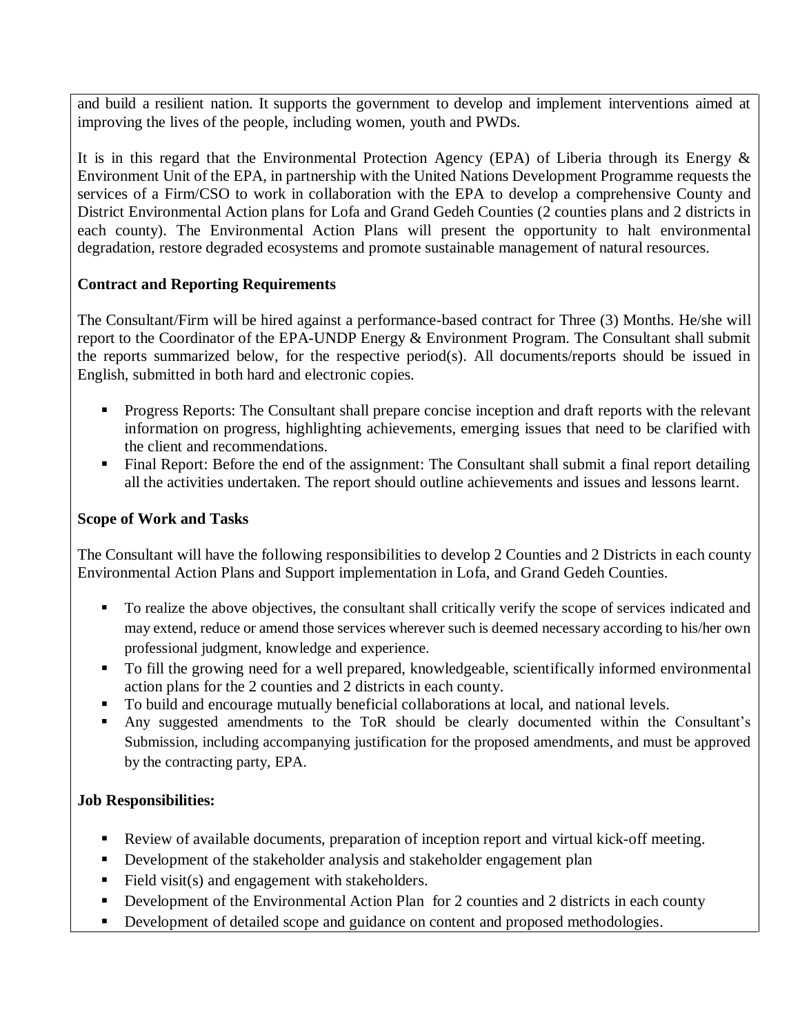and build a resilient nation. It supports the government to develop and implement interventions aimed at improving the lives of the people, including women, youth and PWDs.

It is in this regard that the Environmental Protection Agency (EPA) of Liberia through its Energy & Environment Unit of the EPA, in partnership with the United Nations Development Programme requests the services of a Firm/CSO to work in collaboration with the EPA to develop a comprehensive County and District Environmental Action plans for Lofa and Grand Gedeh Counties (2 counties plans and 2 districts in each county). The Environmental Action Plans will present the opportunity to halt environmental degradation, restore degraded ecosystems and promote sustainable management of natural resources.

**Contract and Reporting Requirements**

The Consultant/Firm will be hired against a performance-based contract for Three (3) Months. He/she will report to the Coordinator of the EPA-UNDP Energy & Environment Program. The Consultant shall submit the reports summarized below, for the respective period(s). All documents/reports should be issued in English, submitted in both hard and electronic copies.

- Progress Reports: The Consultant shall prepare concise inception and draft reports with the relevant information on progress, highlighting achievements, emerging issues that need to be clarified with the client and recommendations.
- Final Report: Before the end of the assignment: The Consultant shall submit a final report detailing all the activities undertaken. The report should outline achievements and issues and lessons learnt.

**Scope of Work and Tasks**

The Consultant will have the following responsibilities to develop 2 Counties and 2 Districts in each county Environmental Action Plans and Support implementation in Lofa, and Grand Gedeh Counties.

- To realize the above objectives, the consultant shall critically verify the scope of services indicated and may extend, reduce or amend those services wherever such is deemed necessary according to his/her own professional judgment, knowledge and experience.
- To fill the growing need for a well prepared, knowledgeable, scientifically informed environmental action plans for the 2 counties and 2 districts in each county.
- To build and encourage mutually beneficial collaborations at local, and national levels.
- Any suggested amendments to the ToR should be clearly documented within the Consultant's Submission, including accompanying justification for the proposed amendments, and must be approved by the contracting party, EPA.

**Job Responsibilities:**

- Review of available documents, preparation of inception report and virtual kick-off meeting.
- Development of the stakeholder analysis and stakeholder engagement plan
- Field visit(s) and engagement with stakeholders.
- Development of the Environmental Action Plan for 2 counties and 2 districts in each county
- Development of detailed scope and guidance on content and proposed methodologies.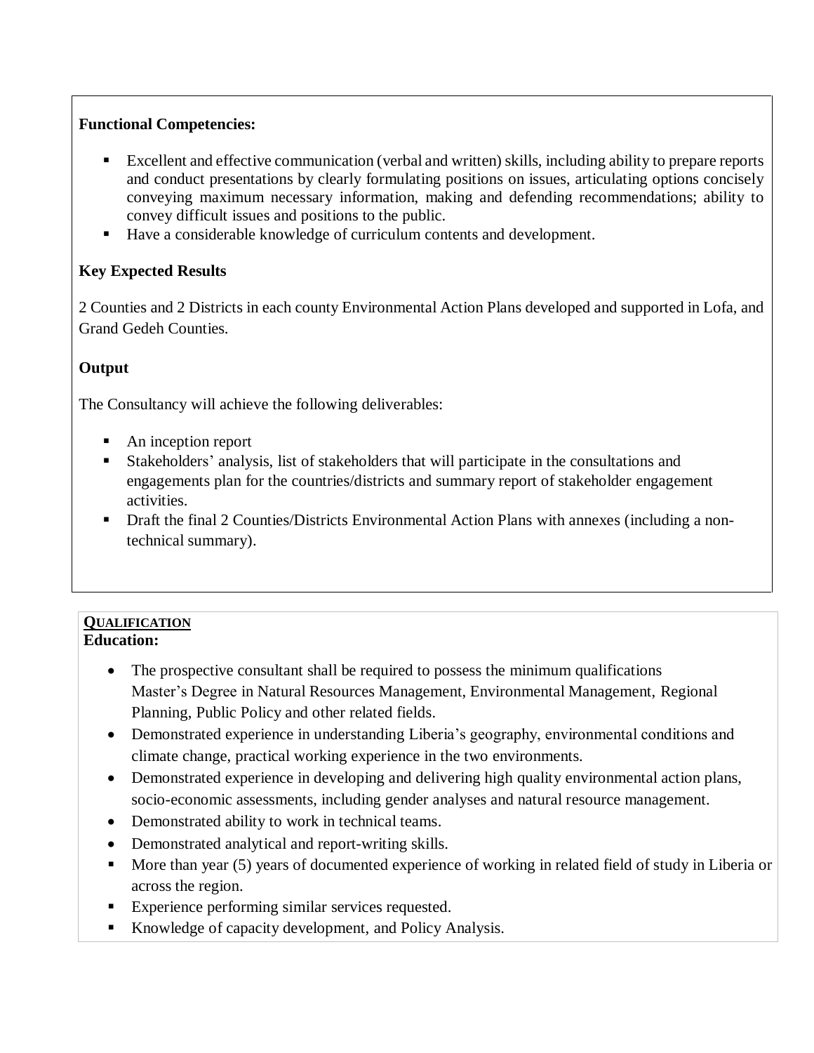**Functional Competencies:**

- Excellent and effective communication (verbal and written) skills, including ability to prepare reports and conduct presentations by clearly formulating positions on issues, articulating options concisely conveying maximum necessary information, making and defending recommendations; ability to convey difficult issues and positions to the public.
- Have a considerable knowledge of curriculum contents and development.

**Key Expected Results**

2 Counties and 2 Districts in each county Environmental Action Plans developed and supported in Lofa, and Grand Gedeh Counties.

**Output**

The Consultancy will achieve the following deliverables:

- An inception report
- Stakeholders' analysis, list of stakeholders that will participate in the consultations and engagements plan for the countries/districts and summary report of stakeholder engagement activities.
- Draft the final 2 Counties/Districts Environmental Action Plans with annexes (including a non-technical summary).

**QUALIFICATION**

**Education:**

- The prospective consultant shall be required to possess the minimum qualifications Master's Degree in Natural Resources Management, Environmental Management, Regional Planning, Public Policy and other related fields.
- Demonstrated experience in understanding Liberia's geography, environmental conditions and climate change, practical working experience in the two environments.
- Demonstrated experience in developing and delivering high quality environmental action plans, socio-economic assessments, including gender analyses and natural resource management.
- Demonstrated ability to work in technical teams.
- Demonstrated analytical and report-writing skills.
- More than year (5) years of documented experience of working in related field of study in Liberia or across the region.
- Experience performing similar services requested.
- Knowledge of capacity development, and Policy Analysis.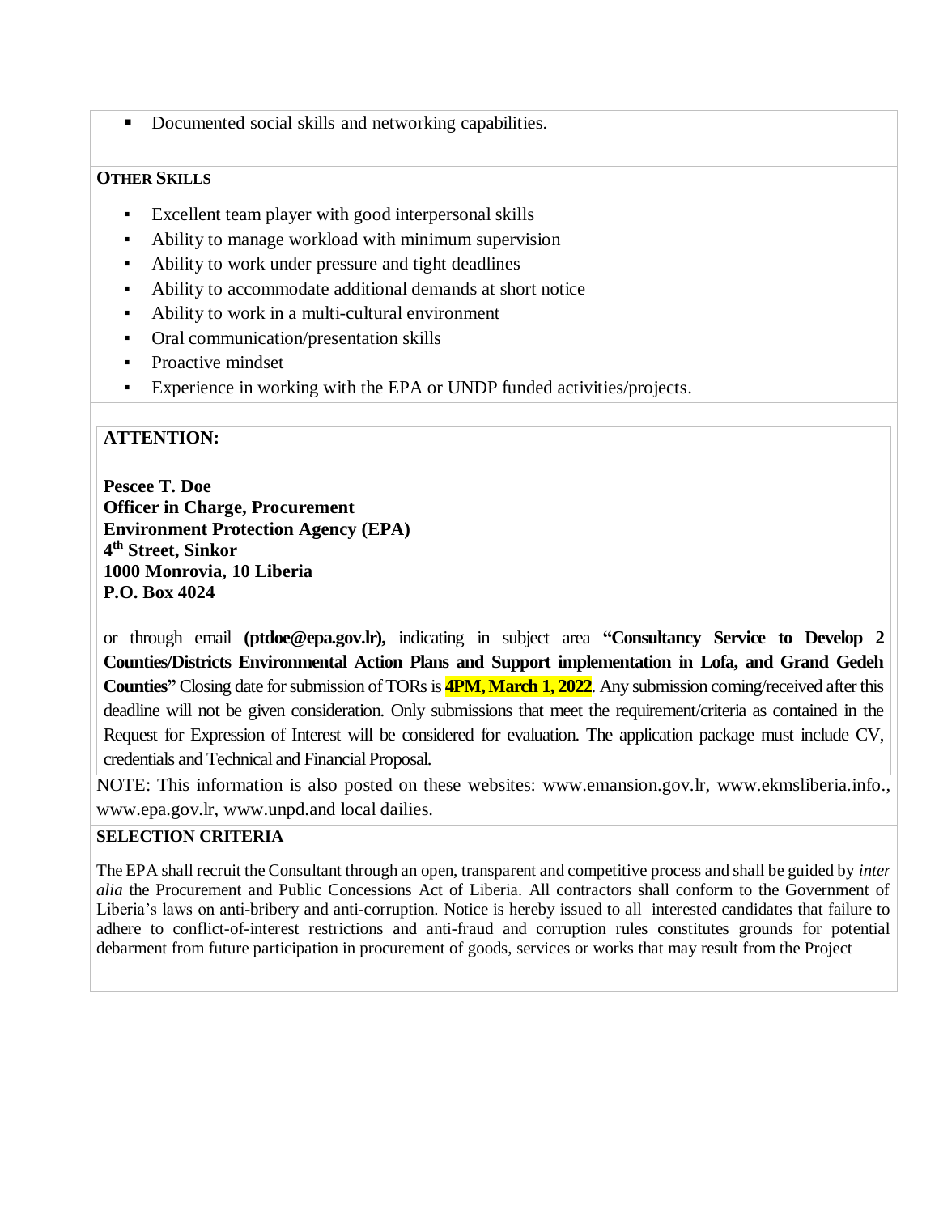- Documented social skills and networking capabilities.

**OTHER SKILLS**

- Excellent team player with good interpersonal skills
- Ability to manage workload with minimum supervision
- Ability to work under pressure and tight deadlines
- Ability to accommodate additional demands at short notice
- Ability to work in a multi-cultural environment
- Oral communication/presentation skills
- Proactive mindset
- Experience in working with the EPA or UNDP funded activities/projects.

**ATTENTION:**

**Pescee T. Doe**
**Officer in Charge, Procurement**
**Environment Protection Agency (EPA)**
**4th Street, Sinkor**
**1000 Monrovia, 10 Liberia**
**P.O. Box 4024**

or through email **(ptdoe@epa.gov.lr),** indicating in subject area **"Consultancy Service to Develop 2 Counties/Districts Environmental Action Plans and Support implementation in Lofa, and Grand Gedeh Counties"** Closing date for submission of TORs is **4PM, March 1, 2022**. Any submission coming/received after this deadline will not be given consideration. Only submissions that meet the requirement/criteria as contained in the Request for Expression of Interest will be considered for evaluation. The application package must include CV, credentials and Technical and Financial Proposal.

NOTE: This information is also posted on these websites: www.emansion.gov.lr, www.ekmsliberia.info., www.epa.gov.lr, www.unpd.and local dailies.

**SELECTION CRITERIA**

The EPA shall recruit the Consultant through an open, transparent and competitive process and shall be guided by *inter alia* the Procurement and Public Concessions Act of Liberia. All contractors shall conform to the Government of Liberia's laws on anti-bribery and anti-corruption. Notice is hereby issued to all interested candidates that failure to adhere to conflict-of-interest restrictions and anti-fraud and corruption rules constitutes grounds for potential debarment from future participation in procurement of goods, services or works that may result from the Project